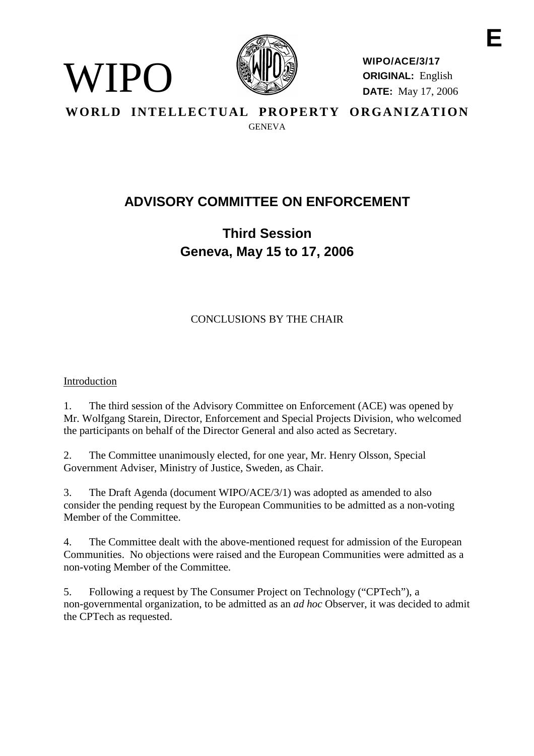WIPO

**WIPO/ACE/3/17**
**ORIGINAL:** English
**DATE:** May 17, 2006

**E**

**WORLD INTELLECTUAL PROPERTY ORGANIZATION**
GENEVA

# ADVISORY COMMITTEE ON ENFORCEMENT

## Third Session
## Geneva, May 15 to 17, 2006

CONCLUSIONS BY THE CHAIR

Introduction

1. The third session of the Advisory Committee on Enforcement (ACE) was opened by Mr. Wolfgang Starein, Director, Enforcement and Special Projects Division, who welcomed the participants on behalf of the Director General and also acted as Secretary.

2. The Committee unanimously elected, for one year, Mr. Henry Olsson, Special Government Adviser, Ministry of Justice, Sweden, as Chair.

3. The Draft Agenda (document WIPO/ACE/3/1) was adopted as amended to also consider the pending request by the European Communities to be admitted as a non-voting Member of the Committee.

4. The Committee dealt with the above-mentioned request for admission of the European Communities. No objections were raised and the European Communities were admitted as a non-voting Member of the Committee.

5. Following a request by The Consumer Project on Technology ("CPTech"), a non-governmental organization, to be admitted as an *ad hoc* Observer, it was decided to admit the CPTech as requested.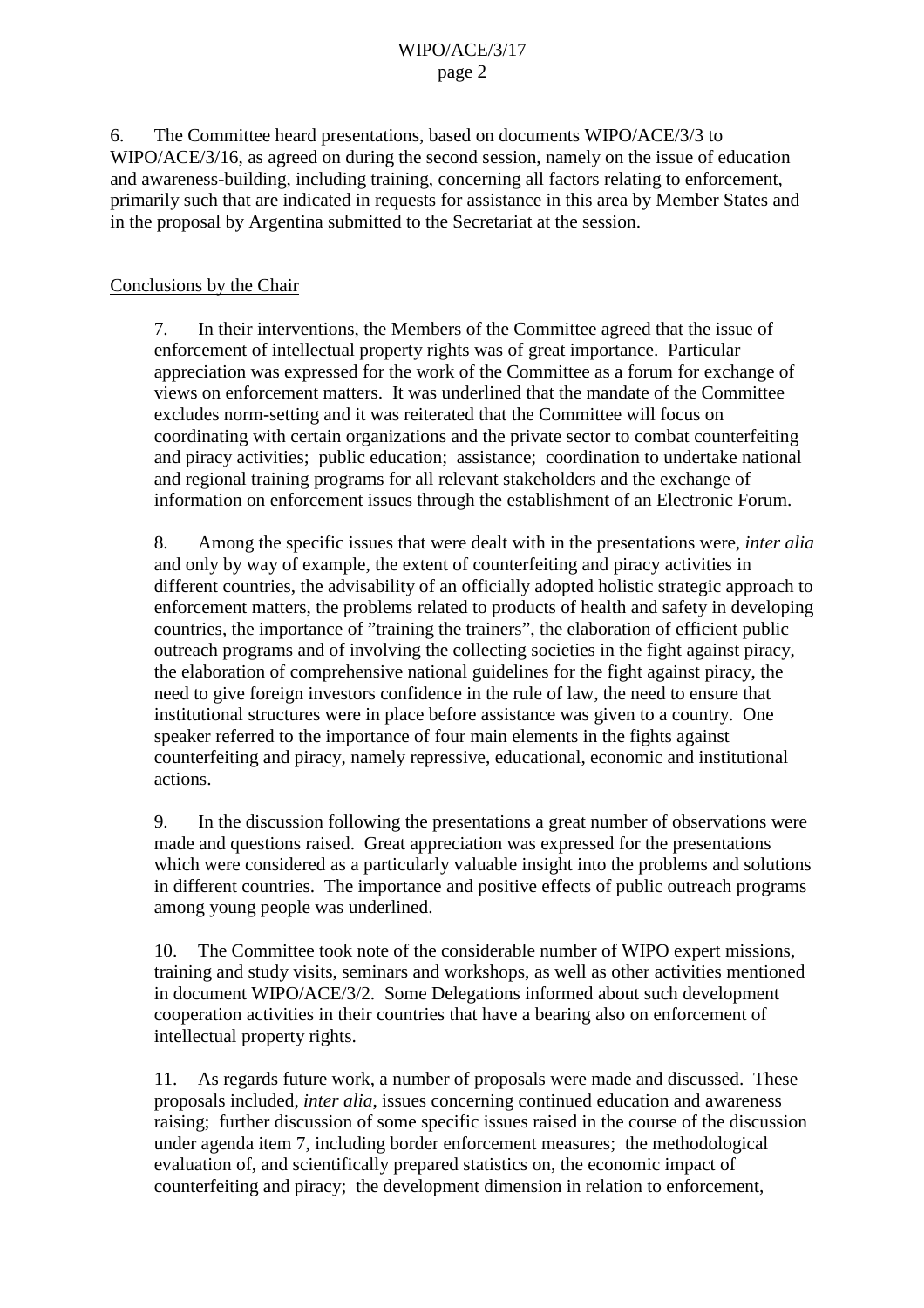6. The Committee heard presentations, based on documents WIPO/ACE/3/3 to WIPO/ACE/3/16, as agreed on during the second session, namely on the issue of education and awareness-building, including training, concerning all factors relating to enforcement, primarily such that are indicated in requests for assistance in this area by Member States and in the proposal by Argentina submitted to the Secretariat at the session.

Conclusions by the Chair

7. In their interventions, the Members of the Committee agreed that the issue of enforcement of intellectual property rights was of great importance. Particular appreciation was expressed for the work of the Committee as a forum for exchange of views on enforcement matters. It was underlined that the mandate of the Committee excludes norm-setting and it was reiterated that the Committee will focus on coordinating with certain organizations and the private sector to combat counterfeiting and piracy activities; public education; assistance; coordination to undertake national and regional training programs for all relevant stakeholders and the exchange of information on enforcement issues through the establishment of an Electronic Forum.

8. Among the specific issues that were dealt with in the presentations were, *inter alia* and only by way of example, the extent of counterfeiting and piracy activities in different countries, the advisability of an officially adopted holistic strategic approach to enforcement matters, the problems related to products of health and safety in developing countries, the importance of "training the trainers", the elaboration of efficient public outreach programs and of involving the collecting societies in the fight against piracy, the elaboration of comprehensive national guidelines for the fight against piracy, the need to give foreign investors confidence in the rule of law, the need to ensure that institutional structures were in place before assistance was given to a country. One speaker referred to the importance of four main elements in the fights against counterfeiting and piracy, namely repressive, educational, economic and institutional actions.

9. In the discussion following the presentations a great number of observations were made and questions raised. Great appreciation was expressed for the presentations which were considered as a particularly valuable insight into the problems and solutions in different countries. The importance and positive effects of public outreach programs among young people was underlined.

10. The Committee took note of the considerable number of WIPO expert missions, training and study visits, seminars and workshops, as well as other activities mentioned in document WIPO/ACE/3/2. Some Delegations informed about such development cooperation activities in their countries that have a bearing also on enforcement of intellectual property rights.

11. As regards future work, a number of proposals were made and discussed. These proposals included, *inter alia*, issues concerning continued education and awareness raising; further discussion of some specific issues raised in the course of the discussion under agenda item 7, including border enforcement measures; the methodological evaluation of, and scientifically prepared statistics on, the economic impact of counterfeiting and piracy; the development dimension in relation to enforcement,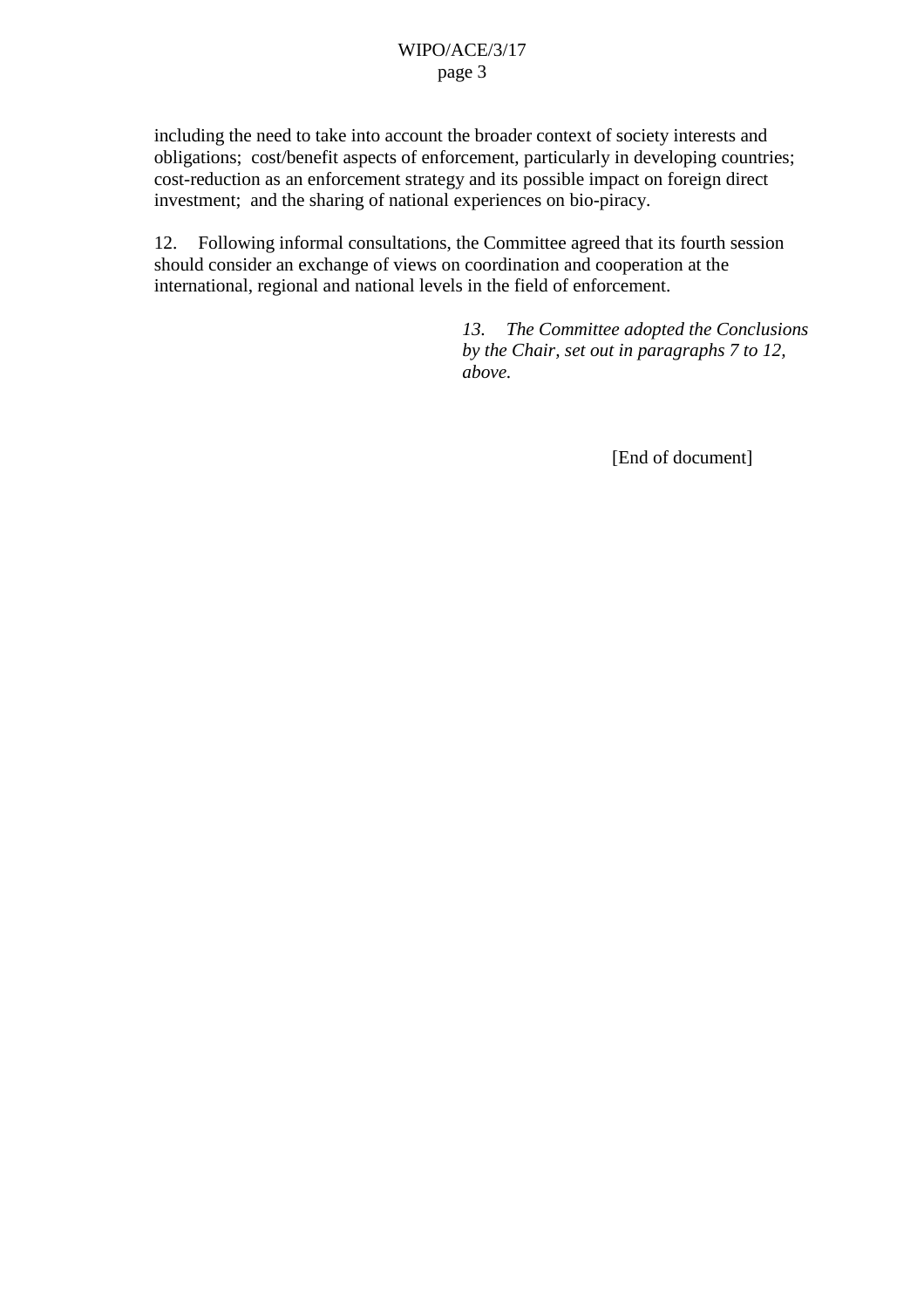including the need to take into account the broader context of society interests and obligations;  cost/benefit aspects of enforcement, particularly in developing countries;  cost-reduction as an enforcement strategy and its possible impact on foreign direct investment;  and the sharing of national experiences on bio-piracy.

12. Following informal consultations, the Committee agreed that its fourth session should consider an exchange of views on coordination and cooperation at the international, regional and national levels in the field of enforcement.

*13. The Committee adopted the Conclusions by the Chair, set out in paragraphs 7 to 12, above.*

[End of document]